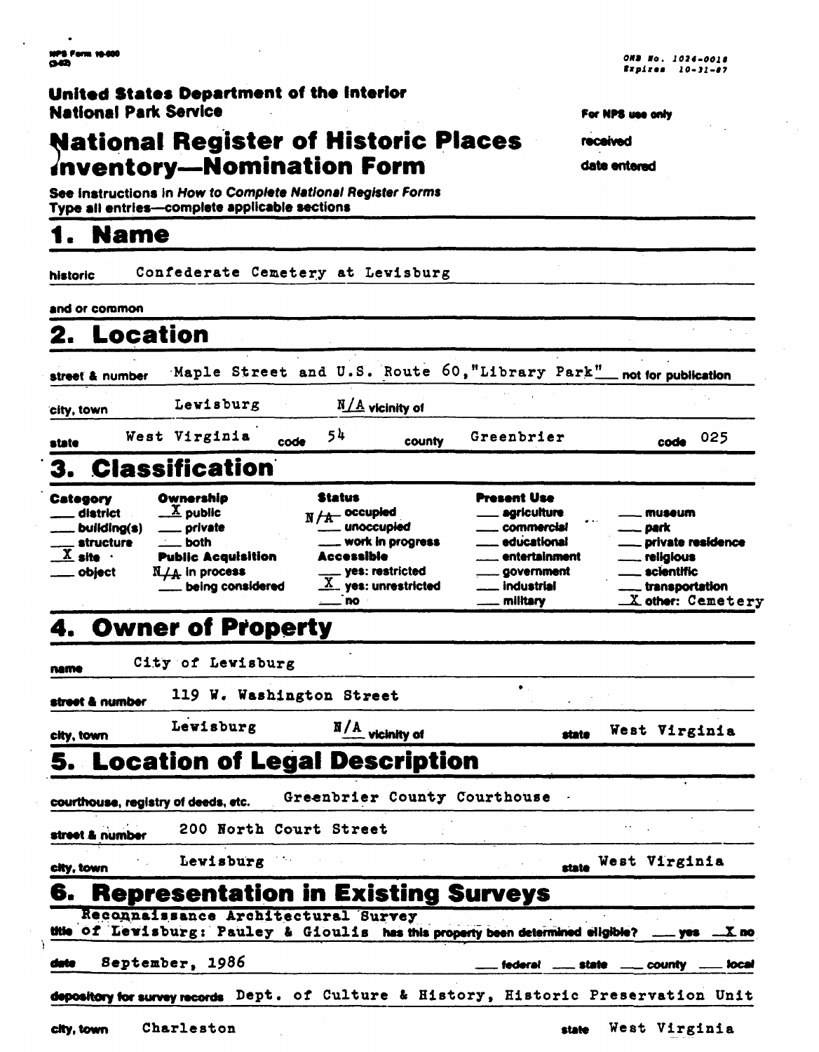NPS Form 10-900
(3-82)

OMB No. 1024-0018
Expires 10-31-87

**United States Department of the Interior**
**National Park Service**

For NPS use only

received

date entered

# National Register of Historic Places Inventory—Nomination Form

See instructions in *How to Complete National Register Forms*
Type all entries—complete applicable sections

## 1. Name

historic Confederate Cemetery at Lewisburg

and or common

## 2. Location

street & number Maple Street and U.S. Route 60,"Library Park" ___ not for publication

city, town Lewisburg N/A vicinity of

state West Virginia code 54 county Greenbrier code 025

## 3. Classification

| Category | Ownership | Status | Present Use | |
|---|---|---|---|---|
| ___ district | X public | N/A occupied | ___ agriculture | ___ museum |
| ___ building(s) | ___ private | ___ unoccupied | ___ commercial | ___ park |
| ___ structure | ___ both | ___ work in progress | ___ educational | ___ private residence |
| X site | **Public Acquisition** | **Accessible** | ___ entertainment | ___ religious |
| ___ object | N/A in process | ___ yes: restricted | ___ government | ___ scientific |
| | ___ being considered | X yes: unrestricted | ___ industrial | ___ transportation |
| | | ___ no | ___ military | X other: Cemetery |

## 4. Owner of Property

name City of Lewisburg

street & number 119 W. Washington Street

city, town Lewisburg N/A vicinity of state West Virginia

## 5. Location of Legal Description

courthouse, registry of deeds, etc. Greenbrier County Courthouse

street & number 200 North Court Street

city, town Lewisburg state West Virginia

## 6. Representation in Existing Surveys

title Reconnaissance Architectural Survey of Lewisburg: Pauley & Gioulis has this property been determined eligible? ___ yes X no

date September, 1986 ___ federal ___ state ___ county ___ local

depository for survey records Dept. of Culture & History, Historic Preservation Unit

city, town Charleston state West Virginia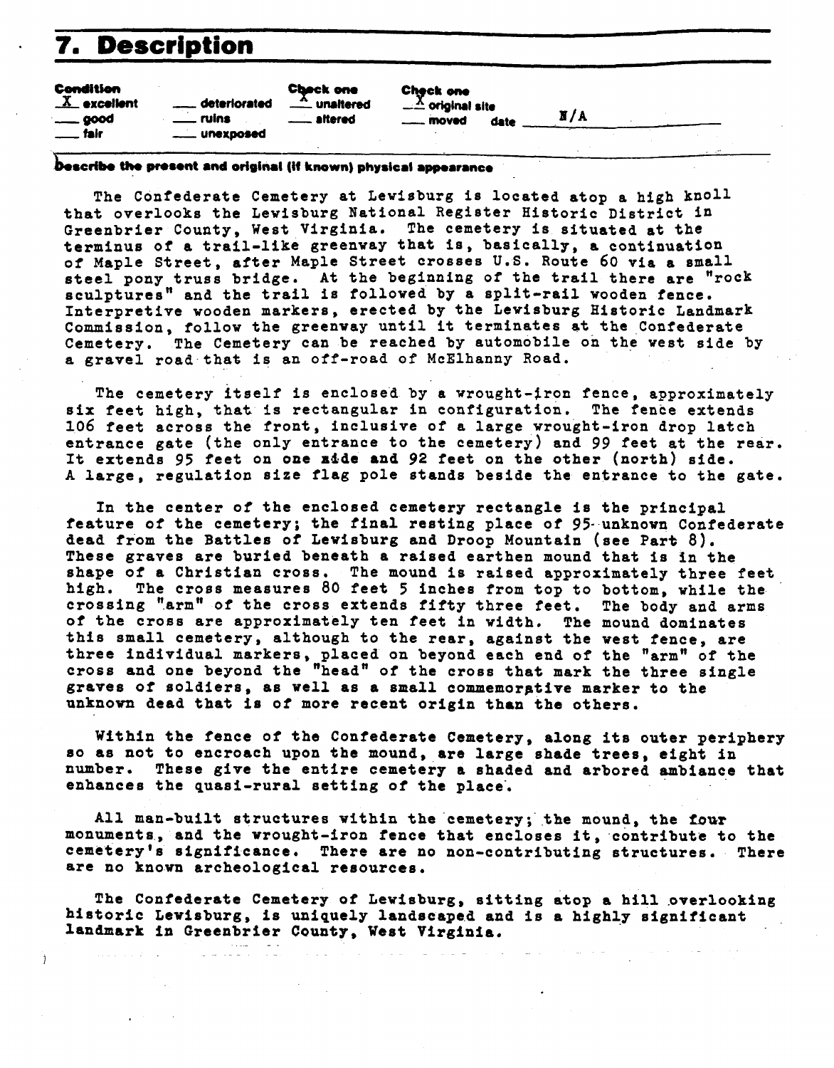# 7. Description

**Condition**
- X excellent
- ___ good
- ___ fair
- ___ deteriorated
- ___ ruins
- ___ unexposed

**Check one**
- X unaltered
- ___ altered

**Check one**
- X original site
- ___ moved date N/A

**Describe the present and original (if known) physical appearance**

The Confederate Cemetery at Lewisburg is located atop a high knoll that overlooks the Lewisburg National Register Historic District in Greenbrier County, West Virginia. The cemetery is situated at the terminus of a trail-like greenway that is, basically, a continuation of Maple Street, after Maple Street crosses U.S. Route 60 via a small steel pony truss bridge. At the beginning of the trail there are "rock sculptures" and the trail is followed by a split-rail wooden fence. Interpretive wooden markers, erected by the Lewisburg Historic Landmark Commission, follow the greenway until it terminates at the Confederate Cemetery. The Cemetery can be reached by automobile on the west side by a gravel road that is an off-road of McElhanny Road.

The cemetery itself is enclosed by a wrought-iron fence, approximately six feet high, that is rectangular in configuration. The fence extends 106 feet across the front, inclusive of a large wrought-iron drop latch entrance gate (the only entrance to the cemetery) and 99 feet at the rear. It extends 95 feet on one side and 92 feet on the other (north) side. A large, regulation size flag pole stands beside the entrance to the gate.

In the center of the enclosed cemetery rectangle is the principal feature of the cemetery; the final resting place of 95 unknown Confederate dead from the Battles of Lewisburg and Droop Mountain (see Part 8). These graves are buried beneath a raised earthen mound that is in the shape of a Christian cross. The mound is raised approximately three feet high. The cross measures 80 feet 5 inches from top to bottom, while the crossing "arm" of the cross extends fifty three feet. The body and arms of the cross are approximately ten feet in width. The mound dominates this small cemetery, although to the rear, against the west fence, are three individual markers, placed on beyond each end of the "arm" of the cross and one beyond the "head" of the cross that mark the three single graves of soldiers, as well as a small commemorative marker to the unknown dead that is of more recent origin than the others.

Within the fence of the Confederate Cemetery, along its outer periphery so as not to encroach upon the mound, are large shade trees, eight in number. These give the entire cemetery a shaded and arbored ambiance that enhances the quasi-rural setting of the place.

All man-built structures within the cemetery; the mound, the four monuments, and the wrought-iron fence that encloses it, contribute to the cemetery's significance. There are no non-contributing structures. There are no known archeological resources.

The Confederate Cemetery of Lewisburg, sitting atop a hill overlooking historic Lewisburg, is uniquely landscaped and is a highly significant landmark in Greenbrier County, West Virginia.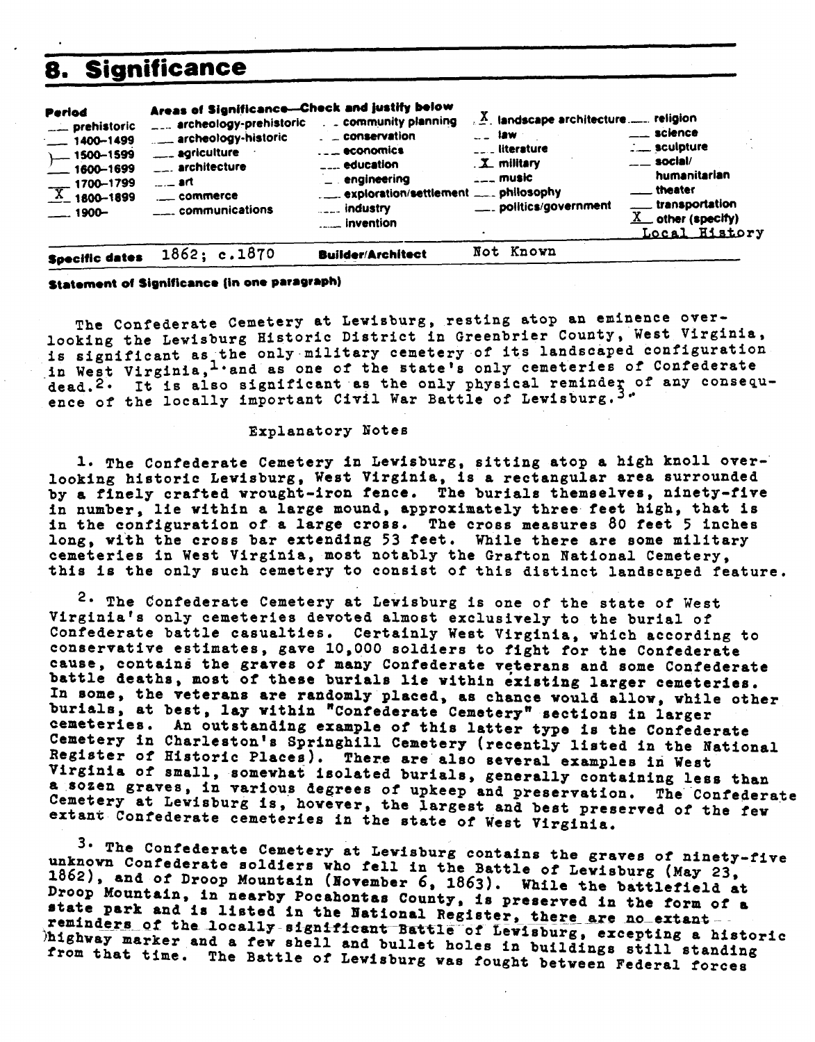# 8. Significance

| Period | Areas of Significance—Check and justify below | | | |
|---|---|---|---|---|
| ___ prehistoric | ___ archeology-prehistoric | ___ community planning | X landscape architecture | ___ religion |
| ___ 1400–1499 | ___ archeology-historic | ___ conservation | ___ law | ___ science |
| ___ 1500–1599 | ___ agriculture | ___ economics | ___ literature | ___ sculpture |
| ___ 1600–1699 | ___ architecture | ___ education | X military | ___ social/humanitarian |
| ___ 1700–1799 | ___ art | ___ engineering | ___ music | ___ theater |
| X 1800–1899 | ___ commerce | ___ exploration/settlement | ___ philosophy | ___ transportation |
| ___ 1900– | ___ communications | ___ industry | ___ politics/government | X other (specify) |
| | | ___ invention | | Local History |

**Specific dates** 1862; c.1870 **Builder/Architect** Not Known

**Statement of Significance (in one paragraph)**

The Confederate Cemetery at Lewisburg, resting atop an eminence overlooking the Lewisburg Historic District in Greenbrier County, West Virginia, is significant as the only military cemetery of its landscaped configuration in West Virginia,[1] and as one of the state's only cemeteries of Confederate dead.[2] It is also significant as the only physical reminder of any consequence of the locally important Civil War Battle of Lewisburg.[3]

Explanatory Notes

1. The Confederate Cemetery in Lewisburg, sitting atop a high knoll overlooking historic Lewisburg, West Virginia, is a rectangular area surrounded by a finely crafted wrought-iron fence. The burials themselves, ninety-five in number, lie within a large mound, approximately three feet high, that is in the configuration of a large cross. The cross measures 80 feet 5 inches long, with the cross bar extending 53 feet. While there are some military cemeteries in West Virginia, most notably the Grafton National Cemetery, this is the only such cemetery to consist of this distinct landscaped feature.

2. The Confederate Cemetery at Lewisburg is one of the state of West Virginia's only cemeteries devoted almost exclusively to the burial of Confederate battle casualties. Certainly West Virginia, which according to conservative estimates, gave 10,000 soldiers to fight for the Confederate cause, contains the graves of many Confederate veterans and some Confederate battle deaths, most of these burials lie within existing larger cemeteries. In some, the veterans are randomly placed, as chance would allow, while other burials, at best, lay within "Confederate Cemetery" sections in larger cemeteries. An outstanding example of this latter type is the Confederate Cemetery in Charleston's Springhill Cemetery (recently listed in the National Register of Historic Places). There are also several examples in West Virginia of small, somewhat isolated burials, generally containing less than a sozen graves, in various degrees of upkeep and preservation. The Confederate Cemetery at Lewisburg is, however, the largest and best preserved of the few extant Confederate cemeteries in the state of West Virginia.

3. The Confederate Cemetery at Lewisburg contains the graves of ninety-five unknown Confederate soldiers who fell in the Battle of Lewisburg (May 23, 1862), and of Droop Mountain (November 6, 1863). While the battlefield at Droop Mountain, in nearby Pocahontas County, is preserved in the form of a state park and is listed in the National Register, there are no extant reminders of the locally significant Battle of Lewisburg, excepting a historic highway marker and a few shell and bullet holes in buildings still standing from that time. The Battle of Lewisburg was fought between Federal forces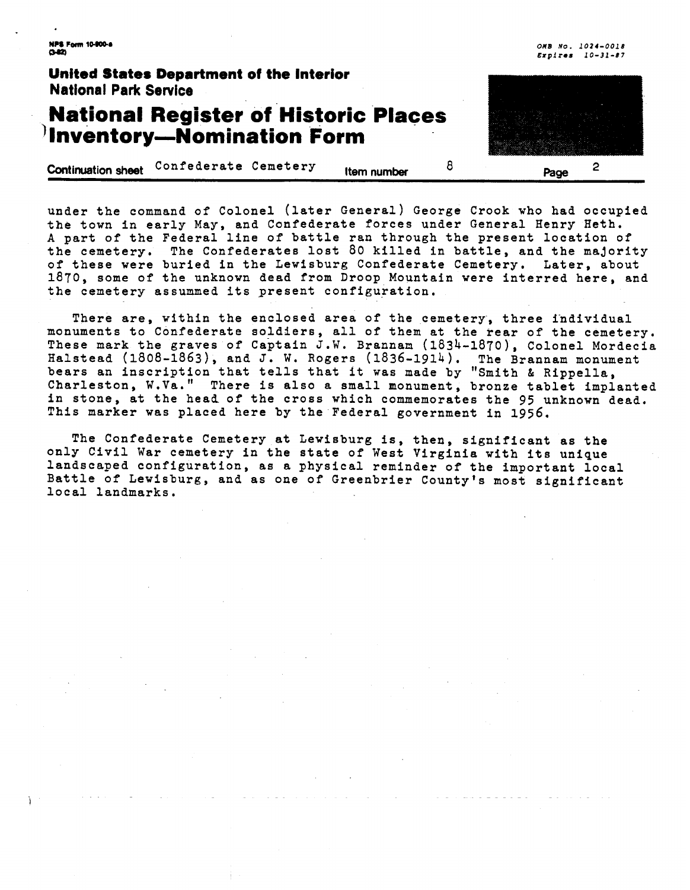under the command of Colonel (later General) George Crook who had occupied the town in early May, and Confederate forces under General Henry Heth. A part of the Federal line of battle ran through the present location of the cemetery. The Confederates lost 80 killed in battle, and the majority of these were buried in the Lewisburg Confederate Cemetery. Later, about 1870, some of the unknown dead from Droop Mountain were interred here, and the cemetery assummed its present configuration.

There are, within the enclosed area of the cemetery, three individual monuments to Confederate soldiers, all of them at the rear of the cemetery. These mark the graves of Captain J.W. Brannam (1834-1870), Colonel Mordecia Halstead (1808-1863), and J. W. Rogers (1836-1914). The Brannam monument bears an inscription that tells that it was made by "Smith & Rippella, Charleston, W.Va." There is also a small monument, bronze tablet implanted in stone, at the head of the cross which commemorates the 95 unknown dead. This marker was placed here by the Federal government in 1956.

The Confederate Cemetery at Lewisburg is, then, significant as the only Civil War cemetery in the state of West Virginia with its unique landscaped configuration, as a physical reminder of the important local Battle of Lewisburg, and as one of Greenbrier County's most significant local landmarks.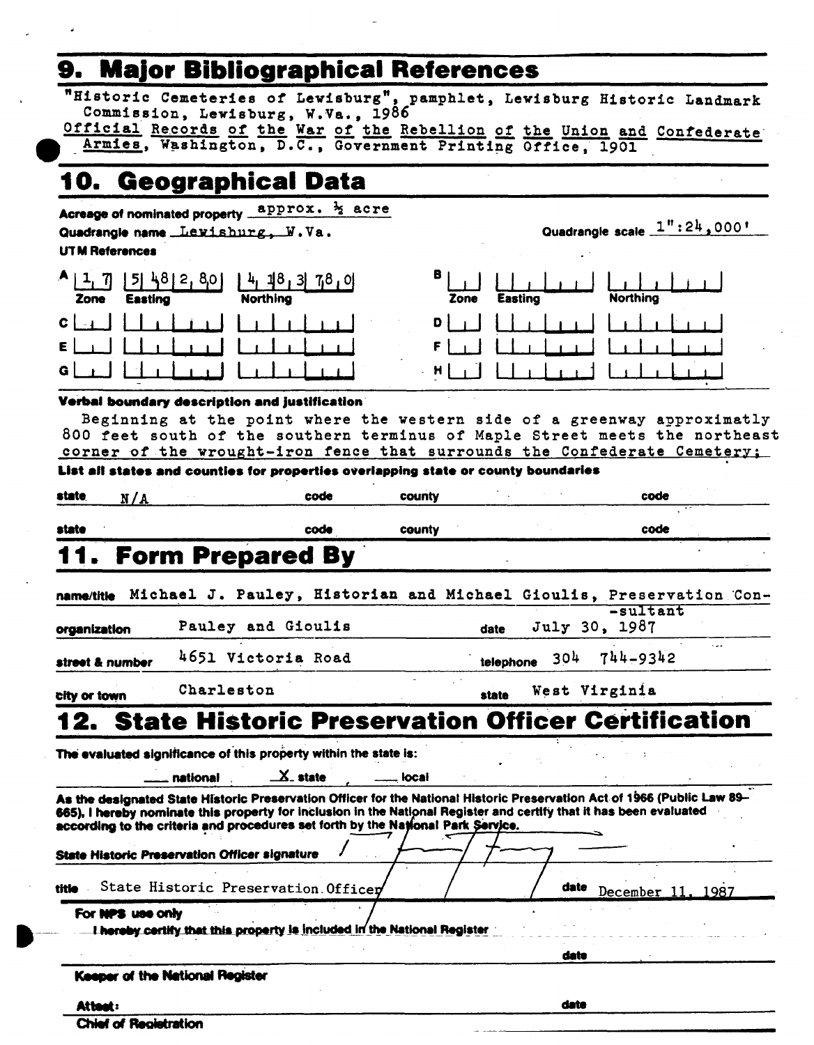## 9. Major Bibliographical References

"Historic Cemeteries of Lewisburg", pamphlet, Lewisburg Historic Landmark Commission, Lewisburg, W.Va., 1986

Official Records of the War of the Rebellion of the Union and Confederate Armies, Washington, D.C., Government Printing Office, 1901

## 10. Geographical Data

Acreage of nominated property approx. ½ acre

Quadrangle name Lewisburg, W.Va.

Quadrangle scale 1":24,000'

UTM References

| | Zone | Easting | Northing |
|---|---|---|---|
| A | 17 | 548280 | 4183780 |
| B | | | |
| C | | | |
| D | | | |
| E | | | |
| F | | | |
| G | | | |
| H | | | |

**Verbal boundary description and justification**

Beginning at the point where the western side of a greenway approximatly 800 feet south of the southern terminus of Maple Street meets the northeast corner of the wrought-iron fence that surrounds the Confederate Cemetery;

**List all states and counties for properties overlapping state or county boundaries**

| state | code | county | code |
|---|---|---|---|
| N/A | | | |
| | | | |

## 11. Form Prepared By

name/title Michael J. Pauley, Historian and Michael Gioulis, Preservation Consultant

organization Pauley and Gioulis

date July 30, 1987

street & number 4651 Victoria Road

telephone 304 744-9342

city or town Charleston

state West Virginia

## 12. State Historic Preservation Officer Certification

The evaluated significance of this property within the state is:

\_\_ national X state \_\_ local

As the designated State Historic Preservation Officer for the National Historic Preservation Act of 1966 (Public Law 89–665), I hereby nominate this property for inclusion in the National Register and certify that it has been evaluated according to the criteria and procedures set forth by the National Park Service.

State Historic Preservation Officer signature

title State Historic Preservation Officer

date December 11, 1987

For NPS use only

I hereby certify that this property is included in the National Register

date

Keeper of the National Register

Attest:

date

Chief of Registration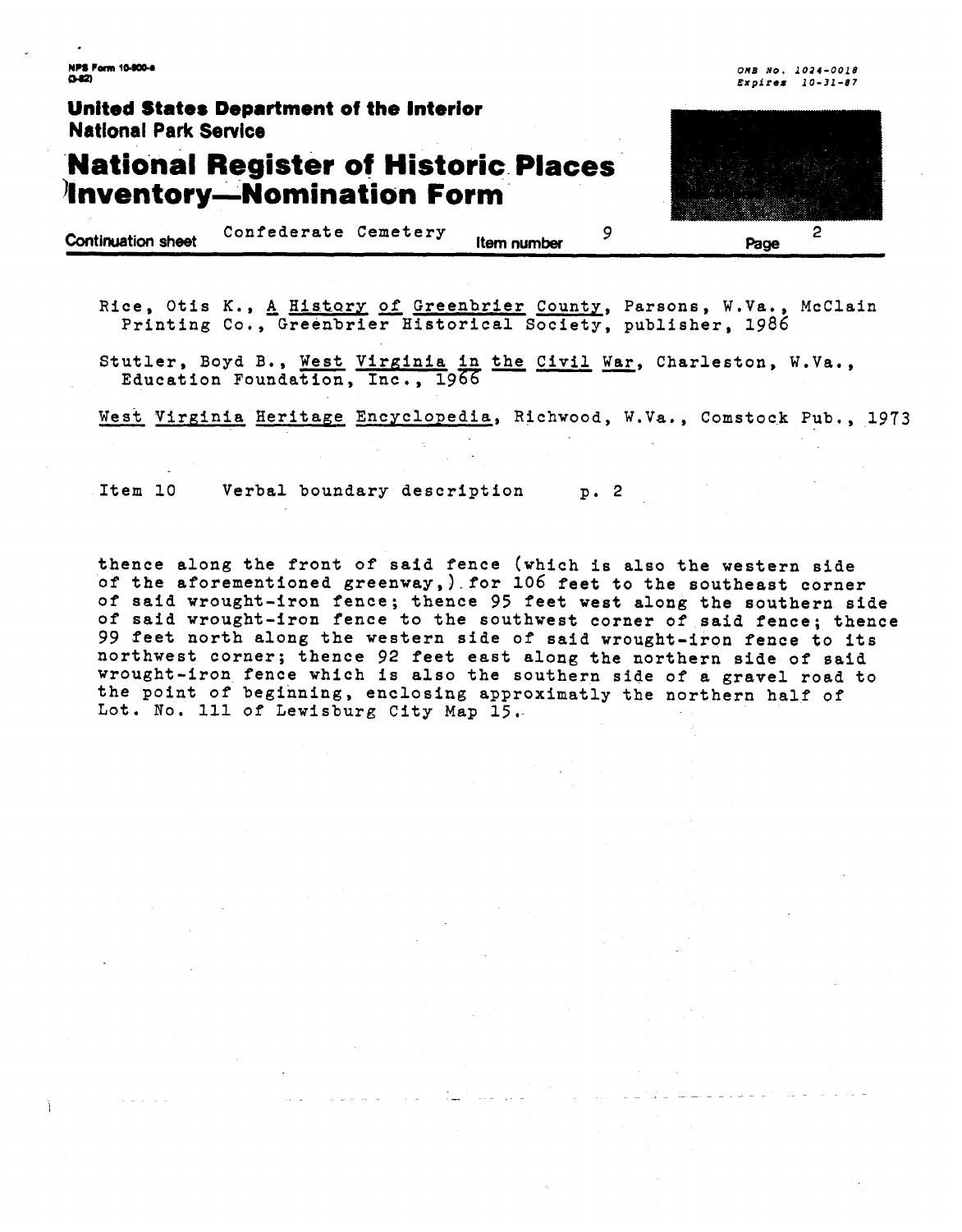Rice, Otis K., A History of Greenbrier County, Parsons, W.Va., McClain Printing Co., Greenbrier Historical Society, publisher, 1986

Stutler, Boyd B., West Virginia in the Civil War, Charleston, W.Va., Education Foundation, Inc., 1966

West Virginia Heritage Encyclopedia, Richwood, W.Va., Comstock Pub., 1973

Item 10 Verbal boundary description p. 2

thence along the front of said fence (which is also the western side of the aforementioned greenway,) for 106 feet to the southeast corner of said wrought-iron fence; thence 95 feet west along the southern side of said wrought-iron fence to the southwest corner of said fence; thence 99 feet north along the western side of said wrought-iron fence to its northwest corner; thence 92 feet east along the northern side of said wrought-iron fence which is also the southern side of a gravel road to the point of beginning, enclosing approximatly the northern half of Lot. No. 111 of Lewisburg City Map 15.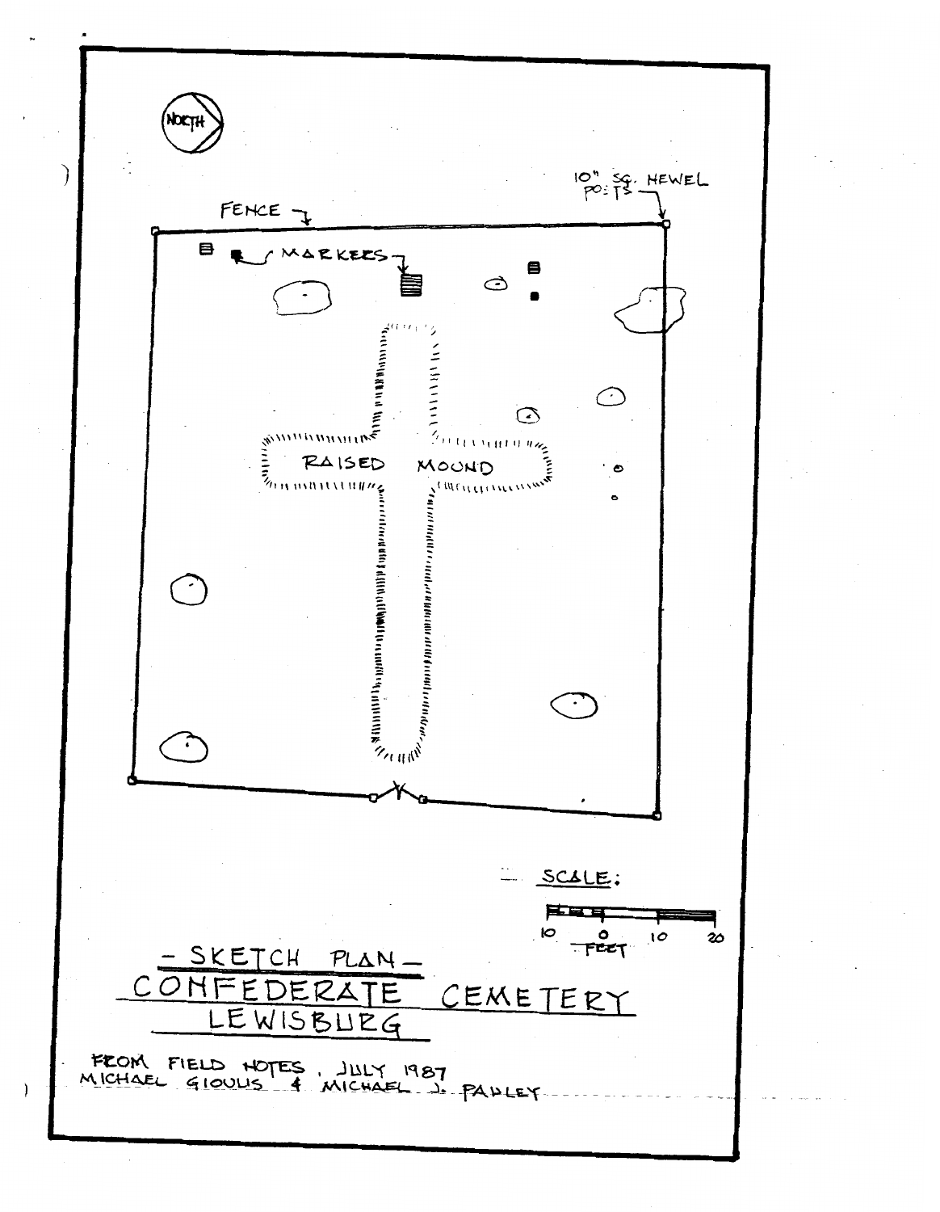NORTH

10" SQ. HEWEL POSTS

FENCE

MARKERS

RAISED MOUND

SCALE:

10 0 10 20

FEET

# - SKETCH PLAN -

# CONFEDERATE CEMETERY

# LEWISBURG

FROM FIELD NOTES, JULY 1987
MICHAEL GIOULIS & MICHAEL J. PAULEY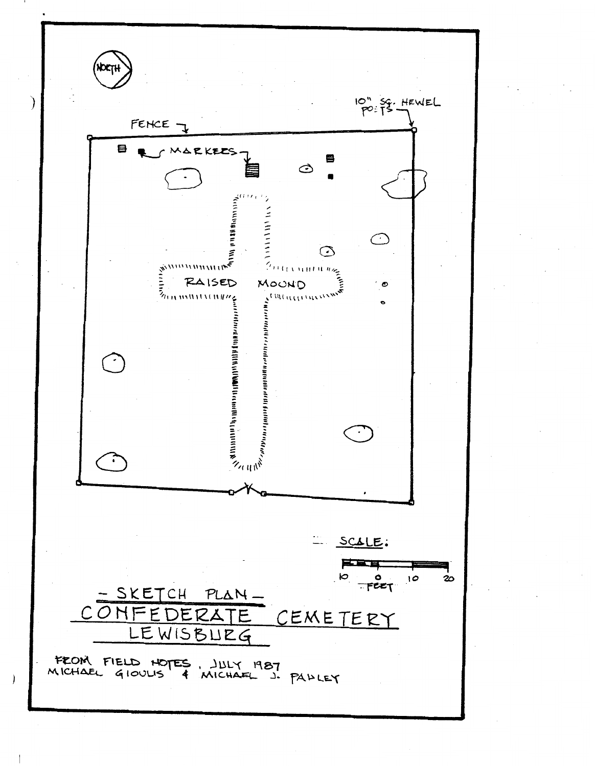NORTH

10" SQ. HEWEL POSTS

FENCE

MARKERS

RAISED MOUND

SCALE:

10 0 10 20

FEET

## – SKETCH PLAN –

## CONFEDERATE CEMETERY

## LEWISBURG

FROM FIELD NOTES, JULY 1987
MICHAEL GIOULIS & MICHAEL J. PAULEY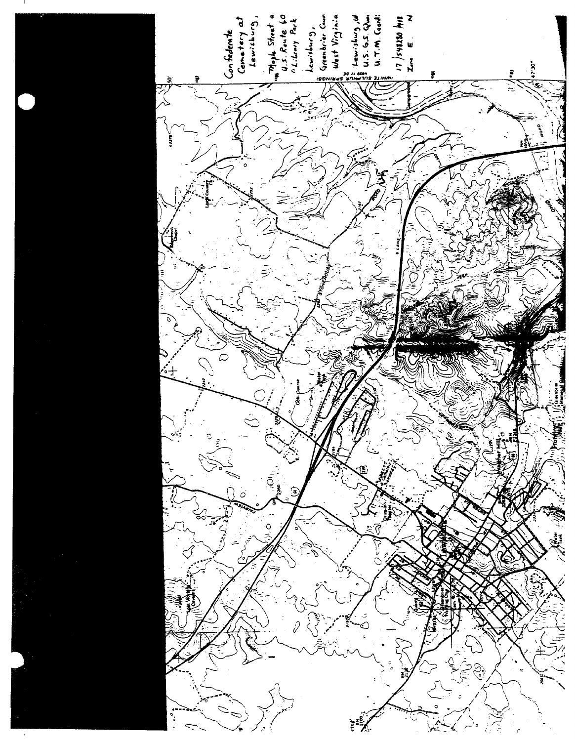Confederate Cemetery at Lewisburg,

Maple Street a
U.S. Route 60
"Library Park

Lewisburg,
Greenbrier Coun
West Virginia

Lewisburg, W
U.S. G.S. Quad
U.T.M. Coordi

17 / 548280 / 418
Zone E N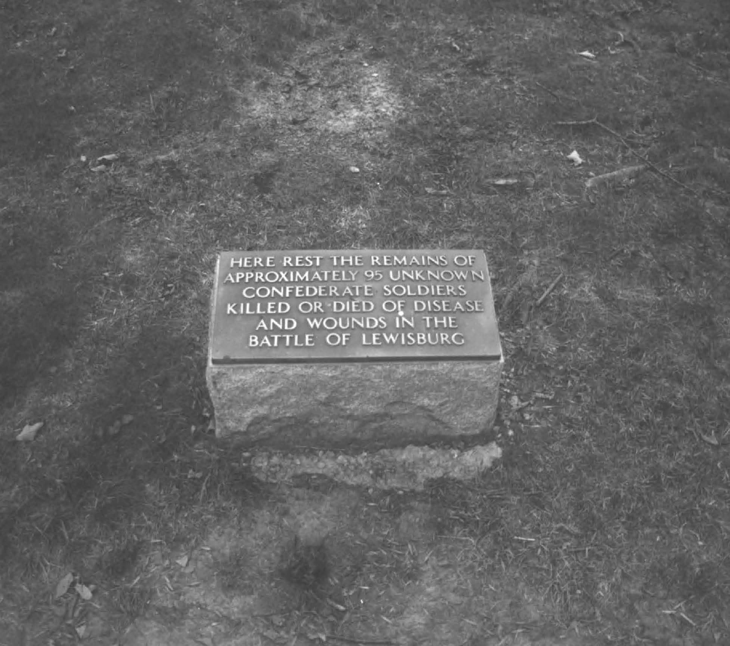HERE REST THE REMAINS OF
APPROXIMATELY 95 UNKNOWN
CONFEDERATE SOLDIERS
KILLED OR DIED OF DISEASE
AND WOUNDS IN THE
BATTLE OF LEWISBURG